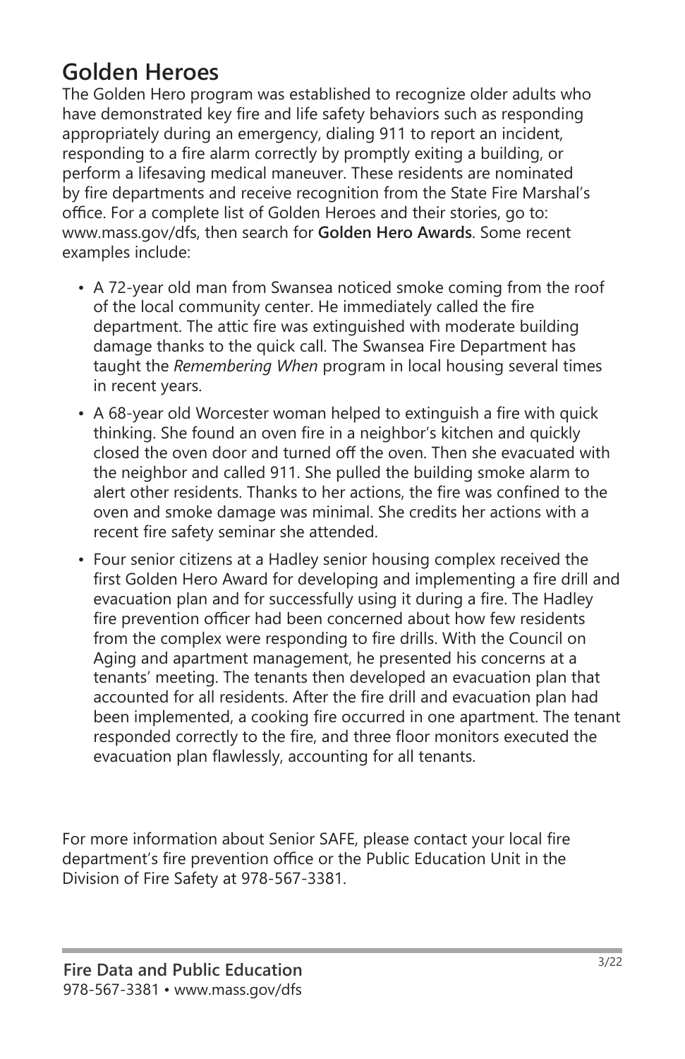## Golden Heroes

The Golden Hero program was established to recognize older adults who have demonstrated key fire and life safety behaviors such as responding appropriately during an emergency, dialing 911 to report an incident, responding to a fire alarm correctly by promptly exiting a building, or perform a lifesaving medical maneuver. These residents are nominated by fire departments and receive recognition from the State Fire Marshal's office. For a complete list of Golden Heroes and their stories, go to: www.mass.gov/dfs, then search for **Golden Hero Awards**. Some recent examples include:

- A 72-year old man from Swansea noticed smoke coming from the roof of the local community center. He immediately called the fire department. The attic fire was extinguished with moderate building damage thanks to the quick call. The Swansea Fire Department has taught the *Remembering When* program in local housing several times in recent years.
- A 68-year old Worcester woman helped to extinguish a fire with quick thinking. She found an oven fire in a neighbor's kitchen and quickly closed the oven door and turned off the oven. Then she evacuated with the neighbor and called 911. She pulled the building smoke alarm to alert other residents. Thanks to her actions, the fire was confined to the oven and smoke damage was minimal. She credits her actions with a recent fire safety seminar she attended.
- Four senior citizens at a Hadley senior housing complex received the first Golden Hero Award for developing and implementing a fire drill and evacuation plan and for successfully using it during a fire. The Hadley fire prevention officer had been concerned about how few residents from the complex were responding to fire drills. With the Council on Aging and apartment management, he presented his concerns at a tenants' meeting. The tenants then developed an evacuation plan that accounted for all residents. After the fire drill and evacuation plan had been implemented, a cooking fire occurred in one apartment. The tenant responded correctly to the fire, and three floor monitors executed the evacuation plan flawlessly, accounting for all tenants.

For more information about Senior SAFE, please contact your local fire department's fire prevention office or the Public Education Unit in the Division of Fire Safety at 978-567-3381.

**Fire Data and Public Education**
978-567-3381 • www.mass.gov/dfs

3/22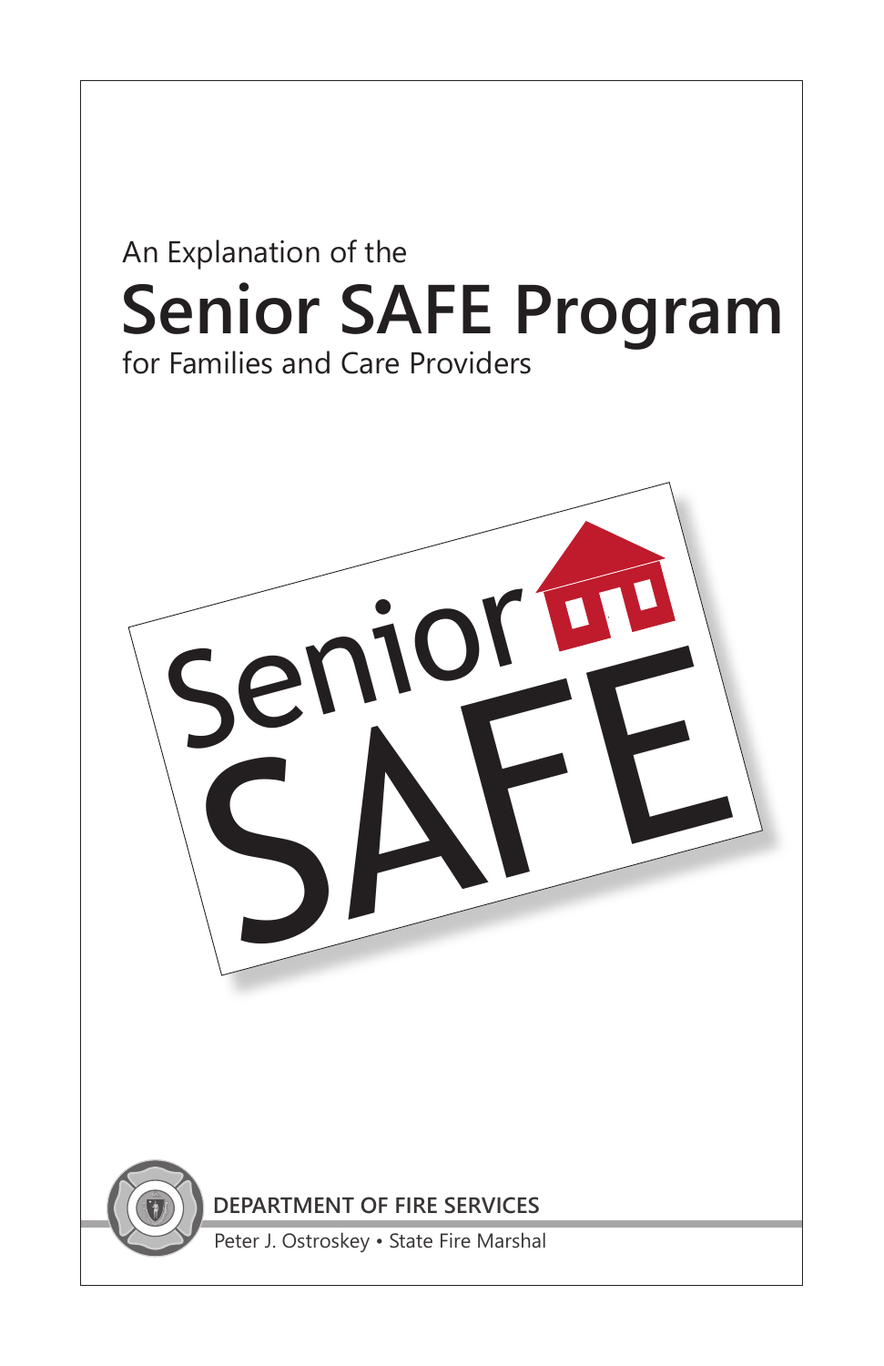An Explanation of the

# Senior SAFE Program

for Families and Care Providers

Senior SAFE

**DEPARTMENT OF FIRE SERVICES**

Peter J. Ostroskey • State Fire Marshal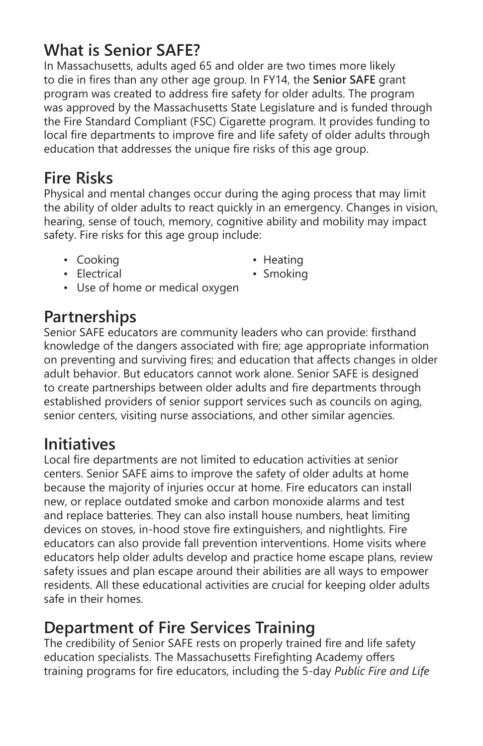## What is Senior SAFE?

In Massachusetts, adults aged 65 and older are two times more likely to die in fires than any other age group. In FY14, the **Senior SAFE** grant program was created to address fire safety for older adults. The program was approved by the Massachusetts State Legislature and is funded through the Fire Standard Compliant (FSC) Cigarette program. It provides funding to local fire departments to improve fire and life safety of older adults through education that addresses the unique fire risks of this age group.

## Fire Risks

Physical and mental changes occur during the aging process that may limit the ability of older adults to react quickly in an emergency. Changes in vision, hearing, sense of touch, memory, cognitive ability and mobility may impact safety. Fire risks for this age group include:

- Cooking
- Electrical
- Use of home or medical oxygen
- Heating
- Smoking

## Partnerships

Senior SAFE educators are community leaders who can provide: firsthand knowledge of the dangers associated with fire; age appropriate information on preventing and surviving fires; and education that affects changes in older adult behavior. But educators cannot work alone. Senior SAFE is designed to create partnerships between older adults and fire departments through established providers of senior support services such as councils on aging, senior centers, visiting nurse associations, and other similar agencies.

## Initiatives

Local fire departments are not limited to education activities at senior centers. Senior SAFE aims to improve the safety of older adults at home because the majority of injuries occur at home. Fire educators can install new, or replace outdated smoke and carbon monoxide alarms and test and replace batteries. They can also install house numbers, heat limiting devices on stoves, in-hood stove fire extinguishers, and nightlights. Fire educators can also provide fall prevention interventions. Home visits where educators help older adults develop and practice home escape plans, review safety issues and plan escape around their abilities are all ways to empower residents. All these educational activities are crucial for keeping older adults safe in their homes.

## Department of Fire Services Training

The credibility of Senior SAFE rests on properly trained fire and life safety education specialists. The Massachusetts Firefighting Academy offers training programs for fire educators, including the 5-day *Public Fire and Life*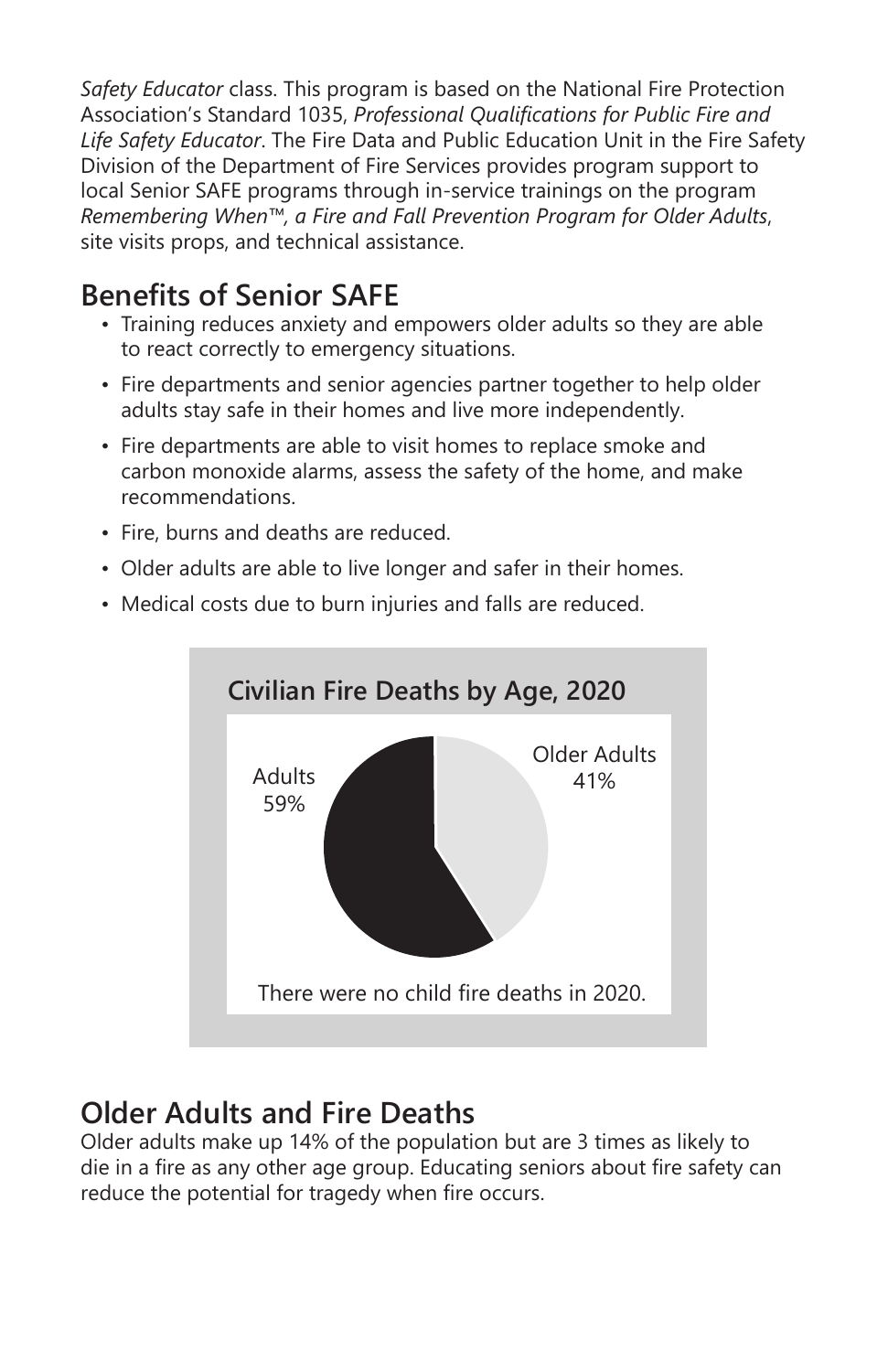*Safety Educator* class. This program is based on the National Fire Protection Association's Standard 1035, *Professional Qualifications for Public Fire and Life Safety Educator*. The Fire Data and Public Education Unit in the Fire Safety Division of the Department of Fire Services provides program support to local Senior SAFE programs through in-service trainings on the program *Remembering When™, a Fire and Fall Prevention Program for Older Adults*, site visits props, and technical assistance.

## Benefits of Senior SAFE

- Training reduces anxiety and empowers older adults so they are able to react correctly to emergency situations.
- Fire departments and senior agencies partner together to help older adults stay safe in their homes and live more independently.
- Fire departments are able to visit homes to replace smoke and carbon monoxide alarms, assess the safety of the home, and make recommendations.
- Fire, burns and deaths are reduced.
- Older adults are able to live longer and safer in their homes.
- Medical costs due to burn injuries and falls are reduced.

**Civilian Fire Deaths by Age, 2020**

Adults
59%

Older Adults
41%

There were no child fire deaths in 2020.

## Older Adults and Fire Deaths

Older adults make up 14% of the population but are 3 times as likely to die in a fire as any other age group. Educating seniors about fire safety can reduce the potential for tragedy when fire occurs.